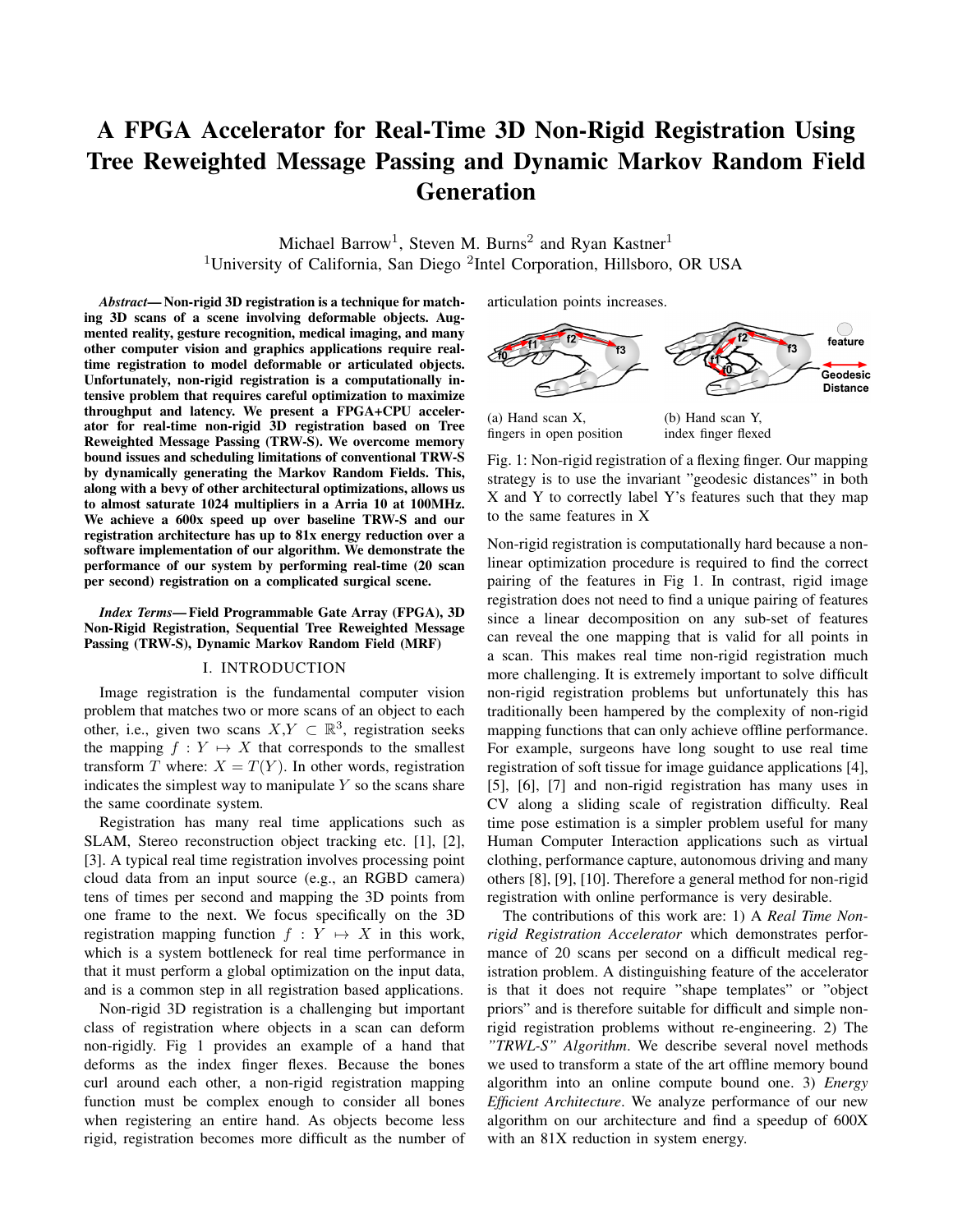# A FPGA Accelerator for Real-Time 3D Non-Rigid Registration Using Tree Reweighted Message Passing and Dynamic Markov Random Field Generation

Michael Barrow[1], Steven M. Burns[2] and Ryan Kastner[1]

[1]University of California, San Diego [2]Intel Corporation, Hillsboro, OR USA

***Abstract*— Non-rigid 3D registration is a technique for matching 3D scans of a scene involving deformable objects. Augmented reality, gesture recognition, medical imaging, and many other computer vision and graphics applications require real-time registration to model deformable or articulated objects. Unfortunately, non-rigid registration is a computationally intensive problem that requires careful optimization to maximize throughput and latency. We present a FPGA+CPU accelerator for real-time non-rigid 3D registration based on Tree Reweighted Message Passing (TRW-S). We overcome memory bound issues and scheduling limitations of conventional TRW-S by dynamically generating the Markov Random Fields. This, along with a bevy of other architectural optimizations, allows us to almost saturate 1024 multipliers in a Arria 10 at 100MHz. We achieve a 600x speed up over baseline TRW-S and our registration architecture has up to 81x energy reduction over a software implementation of our algorithm. We demonstrate the performance of our system by performing real-time (20 scan per second) registration on a complicated surgical scene.**

***Index Terms*— Field Programmable Gate Array (FPGA), 3D Non-Rigid Registration, Sequential Tree Reweighted Message Passing (TRW-S), Dynamic Markov Random Field (MRF)**

## I. Introduction

Image registration is the fundamental computer vision problem that matches two or more scans of an object to each other, i.e., given two scans $X,Y \subset \mathbb{R}^3$, registration seeks the mapping $f : Y \mapsto X$ that corresponds to the smallest transform $T$ where: $X = T(Y)$. In other words, registration indicates the simplest way to manipulate $Y$ so the scans share the same coordinate system.

Registration has many real time applications such as SLAM, Stereo reconstruction object tracking etc. [1], [2], [3]. A typical real time registration involves processing point cloud data from an input source (e.g., an RGBD camera) tens of times per second and mapping the 3D points from one frame to the next. We focus specifically on the 3D registration mapping function $f : Y \mapsto X$ in this work, which is a system bottleneck for real time performance in that it must perform a global optimization on the input data, and is a common step in all registration based applications.

Non-rigid 3D registration is a challenging but important class of registration where objects in a scan can deform non-rigidly. Fig 1 provides an example of a hand that deforms as the index finger flexes. Because the bones curl around each other, a non-rigid registration mapping function must be complex enough to consider all bones when registering an entire hand. As objects become less rigid, registration becomes more difficult as the number of articulation points increases.

(a) Hand scan X, fingers in open position

(b) Hand scan Y, index finger flexed

Fig. 1: Non-rigid registration of a flexing finger. Our mapping strategy is to use the invariant "geodesic distances" in both X and Y to correctly label Y's features such that they map to the same features in X

Non-rigid registration is computationally hard because a non-linear optimization procedure is required to find the correct pairing of the features in Fig 1. In contrast, rigid image registration does not need to find a unique pairing of features since a linear decomposition on any sub-set of features can reveal the one mapping that is valid for all points in a scan. This makes real time non-rigid registration much more challenging. It is extremely important to solve difficult non-rigid registration problems but unfortunately this has traditionally been hampered by the complexity of non-rigid mapping functions that can only achieve offline performance. For example, surgeons have long sought to use real time registration of soft tissue for image guidance applications [4], [5], [6], [7] and non-rigid registration has many uses in CV along a sliding scale of registration difficulty. Real time pose estimation is a simpler problem useful for many Human Computer Interaction applications such as virtual clothing, performance capture, autonomous driving and many others [8], [9], [10]. Therefore a general method for non-rigid registration with online performance is very desirable.

The contributions of this work are: 1) A *Real Time Non-rigid Registration Accelerator* which demonstrates performance of 20 scans per second on a difficult medical registration problem. A distinguishing feature of the accelerator is that it does not require "shape templates" or "object priors" and is therefore suitable for difficult and simple non-rigid registration problems without re-engineering. 2) The *"TRWL-S" Algorithm*. We describe several novel methods we used to transform a state of the art offline memory bound algorithm into an online compute bound one. 3) *Energy Efficient Architecture*. We analyze performance of our new algorithm on our architecture and find a speedup of 600X with an 81X reduction in system energy.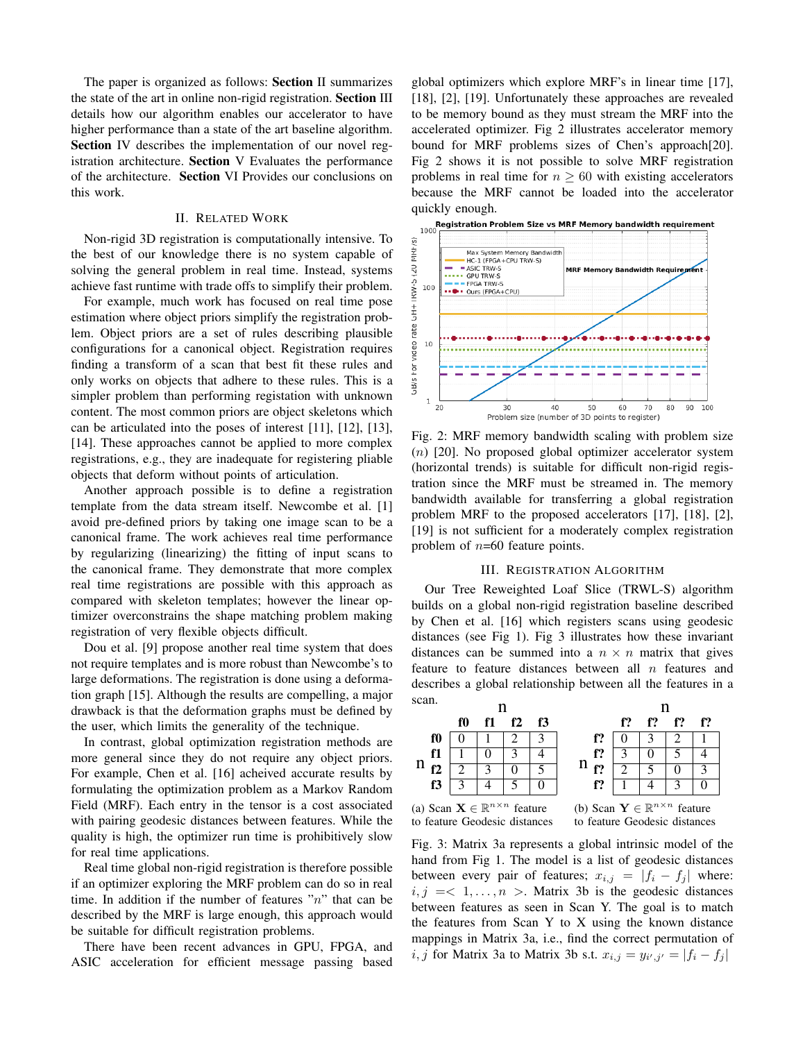The paper is organized as follows: **Section** II summarizes the state of the art in online non-rigid registration. **Section** III details how our algorithm enables our accelerator to have higher performance than a state of the art baseline algorithm. **Section** IV describes the implementation of our novel registration architecture. **Section** V Evaluates the performance of the architecture. **Section** VI Provides our conclusions on this work.

## II. Related Work

Non-rigid 3D registration is computationally intensive. To the best of our knowledge there is no system capable of solving the general problem in real time. Instead, systems achieve fast runtime with trade offs to simplify their problem.

For example, much work has focused on real time pose estimation where object priors simplify the registration problem. Object priors are a set of rules describing plausible configurations for a canonical object. Registration requires finding a transform of a scan that best fit these rules and only works on objects that adhere to these rules. This is a simpler problem than performing registration with unknown content. The most common priors are object skeletons which can be articulated into the poses of interest [11], [12], [13], [14]. These approaches cannot be applied to more complex registrations, e.g., they are inadequate for registering pliable objects that deform without points of articulation.

Another approach possible is to define a registration template from the data stream itself. Newcombe et al. [1] avoid pre-defined priors by taking one image scan to be a canonical frame. The work achieves real time performance by regularizing (linearizing) the fitting of input scans to the canonical frame. They demonstrate that more complex real time registrations are possible with this approach as compared with skeleton templates; however the linear optimizer overconstrains the shape matching problem making registration of very flexible objects difficult.

Dou et al. [9] propose another real time system that does not require templates and is more robust than Newcombe's to large deformations. The registration is done using a deformation graph [15]. Although the results are compelling, a major drawback is that the deformation graphs must be defined by the user, which limits the generality of the technique.

In contrast, global optimization registration methods are more general since they do not require any object priors. For example, Chen et al. [16] acheived accurate results by formulating the optimization problem as a Markov Random Field (MRF). Each entry in the tensor is a cost associated with pairing geodesic distances between features. While the quality is high, the optimizer run time is prohibitively slow for real time applications.

Real time global non-rigid registration is therefore possible if an optimizer exploring the MRF problem can do so in real time. In addition if the number of features "$n$" that can be described by the MRF is large enough, this approach would be suitable for difficult registration problems.

There have been recent advances in GPU, FPGA, and ASIC acceleration for efficient message passing based global optimizers which explore MRF's in linear time [17], [18], [2], [19]. Unfortunately these approaches are revealed to be memory bound as they must stream the MRF into the accelerated optimizer. Fig 2 illustrates accelerator memory bound for MRF problems sizes of Chen's approach[20]. Fig 2 shows it is not possible to solve MRF registration problems in real time for $n \geq 60$ with existing accelerators because the MRF cannot be loaded into the accelerator quickly enough.

Fig. 2: MRF memory bandwidth scaling with problem size ($n$) [20]. No proposed global optimizer accelerator system (horizontal trends) is suitable for difficult non-rigid registration since the MRF must be streamed in. The memory bandwidth available for transferring a global registration problem MRF to the proposed accelerators [17], [18], [2], [19] is not sufficient for a moderately complex registration problem of $n$=60 feature points.

## III. Registration Algorithm

Our Tree Reweighted Loaf Slice (TRWL-S) algorithm builds on a global non-rigid registration baseline described by Chen et al. [16] which registers scans using geodesic distances (see Fig 1). Fig 3 illustrates how these invariant distances can be summed into a $n \times n$ matrix that gives feature to feature distances between all $n$ features and describes a global relationship between all the features in a scan.

| | f0 | f1 | f2 | f3 |
|---|---|---|---|---|
| f0 | 0 | 1 | 2 | 3 |
| f1 | 1 | 0 | 3 | 4 |
| f2 | 2 | 3 | 0 | 5 |
| f3 | 3 | 4 | 5 | 0 |

(a) Scan $\mathbf{X} \in \mathbb{R}^{n \times n}$ feature to feature Geodesic distances

| | f? | f? | f? | f? |
|---|---|---|---|---|
| f? | 0 | 3 | 2 | 1 |
| f? | 3 | 0 | 5 | 4 |
| f? | 2 | 5 | 0 | 3 |
| f? | 1 | 4 | 3 | 0 |

(b) Scan $\mathbf{Y} \in \mathbb{R}^{n \times n}$ feature to feature Geodesic distances

Fig. 3: Matrix 3a represents a global intrinsic model of the hand from Fig 1. The model is a list of geodesic distances between every pair of features; $x_{i,j} = |f_i - f_j|$ where: $i, j = < 1, \ldots, n >$. Matrix 3b is the geodesic distances between features as seen in Scan Y. The goal is to match the features from Scan Y to X using the known distance mappings in Matrix 3a, i.e., find the correct permutation of $i, j$ for Matrix 3a to Matrix 3b s.t. $x_{i,j} = y_{i',j'} = |f_i - f_j|$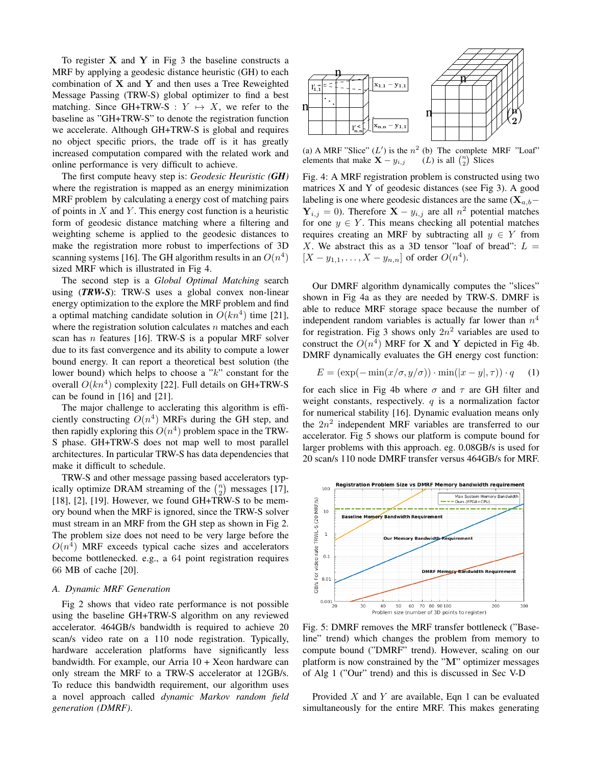To register **X** and **Y** in Fig 3 the baseline constructs a MRF by applying a geodesic distance heuristic (GH) to each combination of **X** and **Y** and then uses a Tree Reweighted Message Passing (TRW-S) global optimizer to find a best matching. Since GH+TRW-S : $Y \mapsto X$, we refer to the baseline as "GH+TRW-S" to denote the registration function we accelerate. Although GH+TRW-S is global and requires no object specific priors, the trade off is it has greatly increased computation compared with the related work and online performance is very difficult to achieve.

The first compute heavy step is: *Geodesic Heuristic* ***(GH)*** where the registration is mapped as an energy minimization MRF problem by calculating a energy cost of matching pairs of points in $X$ and $Y$. This energy cost function is a heuristic form of geodesic distance matching where a filtering and weighting scheme is applied to the geodesic distances to make the registration more robust to imperfections of 3D scanning systems [16]. The GH algorithm results in an $O(n^4)$ sized MRF which is illustrated in Fig 4.

The second step is a *Global Optimal Matching* search using (***TRW-S***): TRW-S uses a global convex non-linear energy optimization to the explore the MRF problem and find a optimal matching candidate solution in $O(kn^4)$ time [21], where the registration solution calculates $n$ matches and each scan has $n$ features [16]. TRW-S is a popular MRF solver due to its fast convergence and its ability to compute a lower bound energy. It can report a theoretical best solution (the lower bound) which helps to choose a "$k$" constant for the overall $O(kn^4)$ complexity [22]. Full details on GH+TRW-S can be found in [16] and [21].

The major challenge to acclerating this algorithm is efficiently constructing $O(n^4)$ MRFs during the GH step, and then rapidly exploring this $O(n^4)$ problem space in the TRW-S phase. GH+TRW-S does not map well to most parallel architectures. In particular TRW-S has data dependencies that make it difficult to schedule.

TRW-S and other message passing based accelerators typically optimize DRAM streaming of the $\binom{n}{2}$ messages [17], [18], [2], [19]. However, we found GH+TRW-S to be memory bound when the MRF is ignored, since the TRW-S solver must stream in an MRF from the GH step as shown in Fig 2. The problem size does not need to be very large before the $O(n^4)$ MRF exceeds typical cache sizes and accelerators become bottlenecked. e.g., a 64 point registration requires 66 MB of cache [20].

### A. Dynamic MRF Generation

Fig 2 shows that video rate performance is not possible using the baseline GH+TRW-S algorithm on any reviewed accelerator. 464GB/s bandwidth is required to achieve 20 scan/s video rate on a 110 node registration. Typically, hardware acceleration platforms have significantly less bandwidth. For example, our Arria 10 + Xeon hardware can only stream the MRF to a TRW-S accelerator at 12GB/s. To reduce this bandwidth requirement, our algorithm uses a novel approach called *dynamic Markov random field generation (DMRF)*.

(a) A MRF "Slice" ($L'$) is the $n^2$ elements that make $\mathbf{X} - y_{i,j}$ (b) The complete MRF "Loaf" ($L$) is all $\binom{n}{2}$ Slices

Fig. 4: A MRF registration problem is constructed using two matrices X and Y of geodesic distances (see Fig 3). A good labeling is one where geodesic distances are the same ($\mathbf{X}_{a,b} - \mathbf{Y}_{i,j} = 0$). Therefore $\mathbf{X} - y_{i,j}$ are all $n^2$ potential matches for one $y \in Y$. This means checking all potential matches requires creating an MRF by subtracting all $y \in Y$ from $X$. We abstract this as a 3D tensor "loaf of bread": $L = [X - y_{1,1}, \ldots, X - y_{n,n}]$ of order $O(n^4)$.

Our DMRF algorithm dynamically computes the "slices" shown in Fig 4a as they are needed by TRW-S. DMRF is able to reduce MRF storage space because the number of independent random variables is actually far lower than $n^4$ for registration. Fig 3 shows only $2n^2$ variables are used to construct the $O(n^4)$ MRF for **X** and **Y** depicted in Fig 4b. DMRF dynamically evaluates the GH energy cost function:

$$E = (\exp(-\min(x/\sigma, y/\sigma)) \cdot \min(|x - y|, \tau)) \cdot q \tag{1}$$

for each slice in Fig 4b where $\sigma$ and $\tau$ are GH filter and weight constants, respectively. $q$ is a normalization factor for numerical stability [16]. Dynamic evaluation means only the $2n^2$ independent MRF variables are transferred to our accelerator. Fig 5 shows our platform is compute bound for larger problems with this approach. eg. 0.08GB/s is used for 20 scan/s 110 node DMRF transfer versus 464GB/s for MRF.

Fig. 5: DMRF removes the MRF transfer bottleneck ("Baseline" trend) which changes the problem from memory to compute bound ("DMRF" trend). However, scaling on our platform is now constrained by the "**M**" optimizer messages of Alg 1 ("Our" trend) and this is discussed in Sec V-D

Provided $X$ and $Y$ are available, Eqn 1 can be evaluated simultaneously for the entire MRF. This makes generating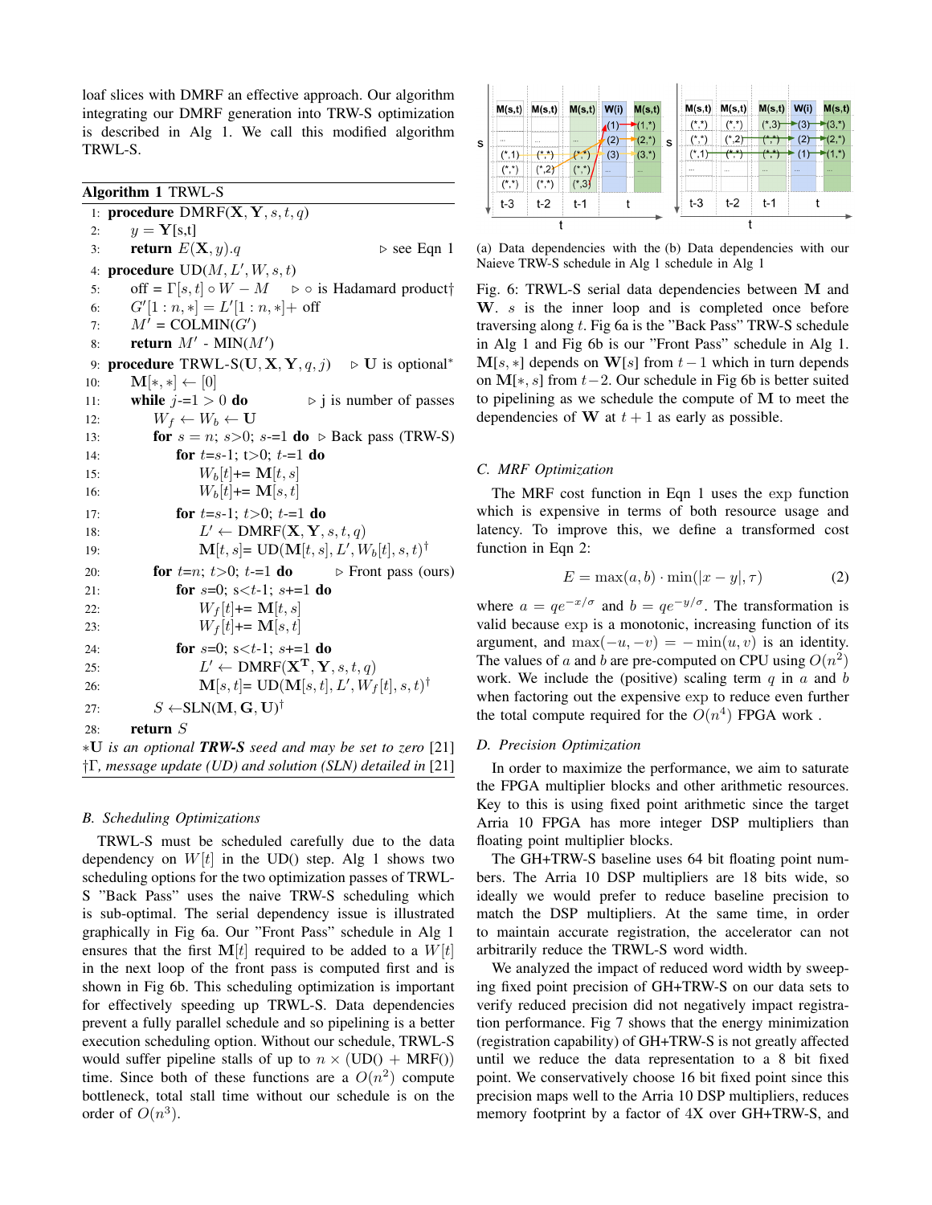loaf slices with DMRF an effective approach. Our algorithm integrating our DMRF generation into TRW-S optimization is described in Alg 1. We call this modified algorithm TRWL-S.

**Algorithm 1** TRWL-S

```
1:  procedure DMRF(X, Y, s, t, q)
2:      y = Y[s,t]
3:      return E(X, y).q                              ▷ see Eqn 1
4:  procedure UD(M, L', W, s, t)
5:      off = Γ[s, t] ∘ W − M          ▷ ∘ is Hadamard product†
6:      G'[1 : n, *] = L'[1 : n, *]+ off
7:      M' = COLMIN(G')
8:      return M' - MIN(M')
9:  procedure TRWL-S(U, X, Y, q, j)     ▷ U is optional*
10:     M[*, *] ← [0]
11:     while j-=1 > 0 do             ▷ j is number of passes
12:         W_f ← W_b ← U
13:         for s = n; s>0; s-=1 do   ▷ Back pass (TRW-S)
14:             for t=s-1; t>0; t-=1 do
15:                 W_b[t]+= M[t, s]
16:                 W_b[t]+= M[s, t]
17:             for t=s-1; t>0; t-=1 do
18:                 L' ← DMRF(X, Y, s, t, q)
19:                 M[t, s]= UD(M[t, s], L', W_b[t], s, t)†
20:         for t=n; t>0; t-=1 do          ▷ Front pass (ours)
21:             for s=0; s<t-1; s+=1 do
22:                 W_f[t]+= M[t, s]
23:                 W_f[t]+= M[s, t]
24:             for s=0; s<t-1; s+=1 do
25:                 L' ← DMRF(X^T, Y, s, t, q)
26:                 M[s, t]= UD(M[s, t], L', W_f[t], s, t)†
27:         S ←SLN(M, G, U)†
28:     return S
```

*∗**U** is an optional **TRW-S** seed and may be set to zero [21]*
*†Γ, message update (UD) and solution (SLN) detailed in [21]*

### B. Scheduling Optimizations

TRWL-S must be scheduled carefully due to the data dependency on $W[t]$ in the UD() step. Alg 1 shows two scheduling options for the two optimization passes of TRWL-S "Back Pass" uses the naive TRW-S scheduling which is sub-optimal. The serial dependency issue is illustrated graphically in Fig 6a. Our "Front Pass" schedule in Alg 1 ensures that the first $\mathbf{M}[t]$ required to be added to a $W[t]$ in the next loop of the front pass is computed first and is shown in Fig 6b. This scheduling optimization is important for effectively speeding up TRWL-S. Data dependencies prevent a fully parallel schedule and so pipelining is a better execution scheduling option. Without our schedule, TRWL-S would suffer pipeline stalls of up to $n \times$ (UD() + MRF()) time. Since both of these functions are a $O(n^2)$ compute bottleneck, total stall time without our schedule is on the order of $O(n^3)$.

(a) Data dependencies with the Naieve TRW-S schedule in Alg 1 (b) Data dependencies with our schedule in Alg 1

Fig. 6: TRWL-S serial data dependencies between $\mathbf{M}$ and $\mathbf{W}$. $s$ is the inner loop and is completed once before traversing along $t$. Fig 6a is the "Back Pass" TRW-S schedule in Alg 1 and Fig 6b is our "Front Pass" schedule in Alg 1. $\mathbf{M}[s,*]$ depends on $\mathbf{W}[s]$ from $t-1$ which in turn depends on $\mathbf{M}[*,s]$ from $t-2$. Our schedule in Fig 6b is better suited to pipelining as we schedule the compute of $\mathbf{M}$ to meet the dependencies of $\mathbf{W}$ at $t+1$ as early as possible.

### C. MRF Optimization

The MRF cost function in Eqn 1 uses the exp function which is expensive in terms of both resource usage and latency. To improve this, we define a transformed cost function in Eqn 2:

$$E = \max(a, b) \cdot \min(|x - y|, \tau) \tag{2}$$

where $a = qe^{-x/\sigma}$ and $b = qe^{-y/\sigma}$. The transformation is valid because exp is a monotonic, increasing function of its argument, and $\max(-u, -v) = -\min(u, v)$ is an identity. The values of $a$ and $b$ are pre-computed on CPU using $O(n^2)$ work. We include the (positive) scaling term $q$ in $a$ and $b$ when factoring out the expensive exp to reduce even further the total compute required for the $O(n^4)$ FPGA work .

### D. Precision Optimization

In order to maximize the performance, we aim to saturate the FPGA multiplier blocks and other arithmetic resources. Key to this is using fixed point arithmetic since the target Arria 10 FPGA has more integer DSP multipliers than floating point multiplier blocks.

The GH+TRW-S baseline uses 64 bit floating point numbers. The Arria 10 DSP multipliers are 18 bits wide, so ideally we would prefer to reduce baseline precision to match the DSP multipliers. At the same time, in order to maintain accurate registration, the accelerator can not arbitrarily reduce the TRWL-S word width.

We analyzed the impact of reduced word width by sweeping fixed point precision of GH+TRW-S on our data sets to verify reduced precision did not negatively impact registration performance. Fig 7 shows that the energy minimization (registration capability) of GH+TRW-S is not greatly affected until we reduce the data representation to a 8 bit fixed point. We conservatively choose 16 bit fixed point since this precision maps well to the Arria 10 DSP multipliers, reduces memory footprint by a factor of 4X over GH+TRW-S, and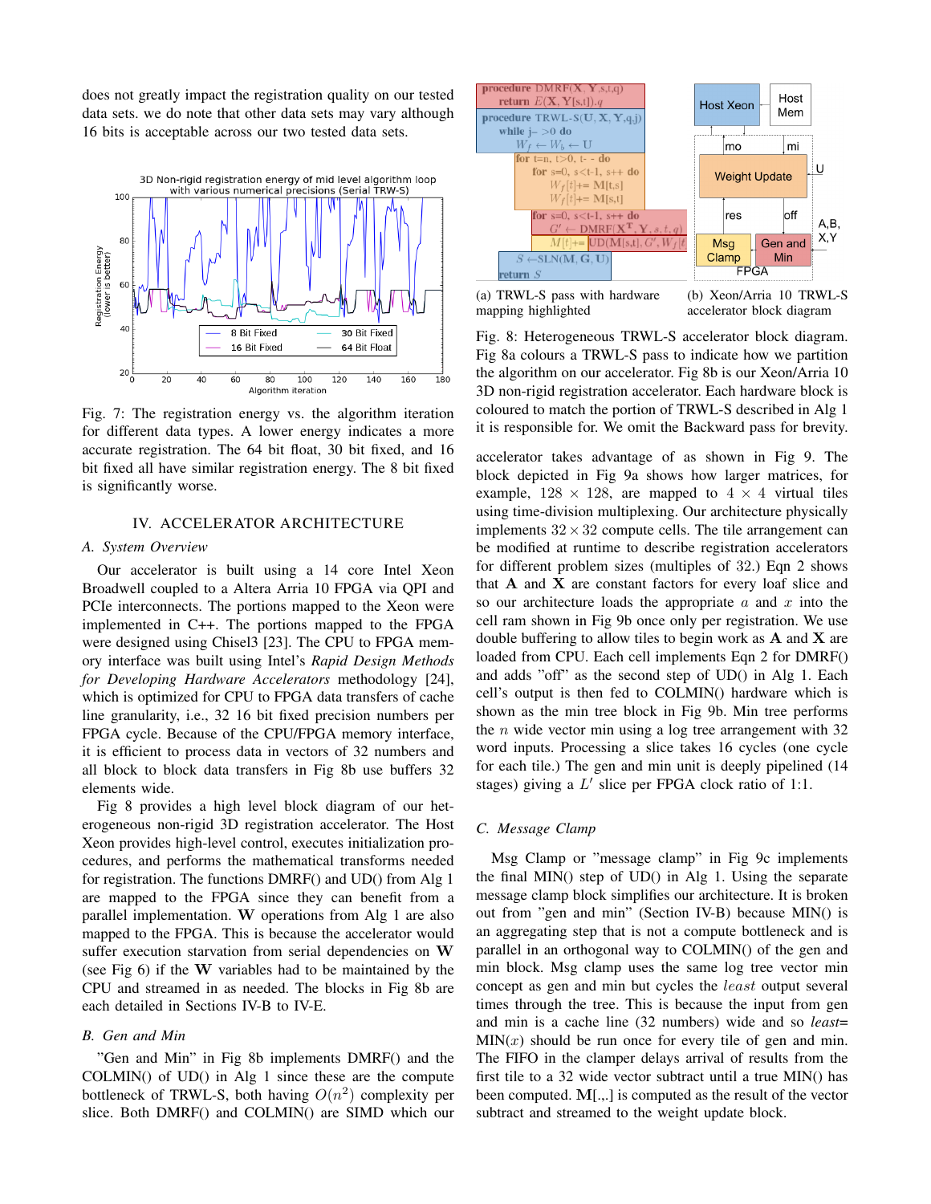does not greatly impact the registration quality on our tested data sets. we do note that other data sets may vary although 16 bits is acceptable across our two tested data sets.

Fig. 7: The registration energy vs. the algorithm iteration for different data types. A lower energy indicates a more accurate registration. The 64 bit float, 30 bit fixed, and 16 bit fixed all have similar registration energy. The 8 bit fixed is significantly worse.

## IV. Accelerator Architecture

### A. System Overview

Our accelerator is built using a 14 core Intel Xeon Broadwell coupled to a Altera Arria 10 FPGA via QPI and PCIe interconnects. The portions mapped to the Xeon were implemented in C++. The portions mapped to the FPGA were designed using Chisel3 [23]. The CPU to FPGA memory interface was built using Intel's *Rapid Design Methods for Developing Hardware Accelerators* methodology [24], which is optimized for CPU to FPGA data transfers of cache line granularity, i.e., 32 16 bit fixed precision numbers per FPGA cycle. Because of the CPU/FPGA memory interface, it is efficient to process data in vectors of 32 numbers and all block to block data transfers in Fig 8b use buffers 32 elements wide.

Fig 8 provides a high level block diagram of our heterogeneous non-rigid 3D registration accelerator. The Host Xeon provides high-level control, executes initialization procedures, and performs the mathematical transforms needed for registration. The functions DMRF() and UD() from Alg 1 are mapped to the FPGA since they can benefit from a parallel implementation. **W** operations from Alg 1 are also mapped to the FPGA. This is because the accelerator would suffer execution starvation from serial dependencies on **W** (see Fig 6) if the **W** variables had to be maintained by the CPU and streamed in as needed. The blocks in Fig 8b are each detailed in Sections IV-B to IV-E.

### B. Gen and Min

"Gen and Min" in Fig 8b implements DMRF() and the COLMIN() of UD() in Alg 1 since these are the compute bottleneck of TRWL-S, both having $O(n^2)$ complexity per slice. Both DMRF() and COLMIN() are SIMD which our

(a) TRWL-S pass with hardware mapping highlighted

(b) Xeon/Arria 10 TRWL-S accelerator block diagram

Fig. 8: Heterogeneous TRWL-S accelerator block diagram. Fig 8a colours a TRWL-S pass to indicate how we partition the algorithm on our accelerator. Fig 8b is our Xeon/Arria 10 3D non-rigid registration accelerator. Each hardware block is coloured to match the portion of TRWL-S described in Alg 1 it is responsible for. We omit the Backward pass for brevity.

accelerator takes advantage of as shown in Fig 9. The block depicted in Fig 9a shows how larger matrices, for example, $128 \times 128$, are mapped to $4 \times 4$ virtual tiles using time-division multiplexing. Our architecture physically implements $32 \times 32$ compute cells. The tile arrangement can be modified at runtime to describe registration accelerators for different problem sizes (multiples of 32.) Eqn 2 shows that **A** and **X** are constant factors for every loaf slice and so our architecture loads the appropriate $a$ and $x$ into the cell ram shown in Fig 9b once only per registration. We use double buffering to allow tiles to begin work as **A** and **X** are loaded from CPU. Each cell implements Eqn 2 for DMRF() and adds "off" as the second step of UD() in Alg 1. Each cell's output is then fed to COLMIN() hardware which is shown as the min tree block in Fig 9b. Min tree performs the $n$ wide vector min using a log tree arrangement with 32 word inputs. Processing a slice takes 16 cycles (one cycle for each tile.) The gen and min unit is deeply pipelined (14 stages) giving a $L'$ slice per FPGA clock ratio of 1:1.

### C. Message Clamp

Msg Clamp or "message clamp" in Fig 9c implements the final MIN() step of UD() in Alg 1. Using the separate message clamp block simplifies our architecture. It is broken out from "gen and min" (Section IV-B) because MIN() is an aggregating step that is not a compute bottleneck and is parallel in an orthogonal way to COLMIN() of the gen and min block. Msg clamp uses the same log tree vector min concept as gen and min but cycles the *least* output several times through the tree. This is because the input from gen and min is a cache line (32 numbers) wide and so *least*= MIN($x$) should be run once for every tile of gen and min. The FIFO in the clamper delays arrival of results from the first tile to a 32 wide vector subtract until a true MIN() has been computed. **M**[.,.] is computed as the result of the vector subtract and streamed to the weight update block.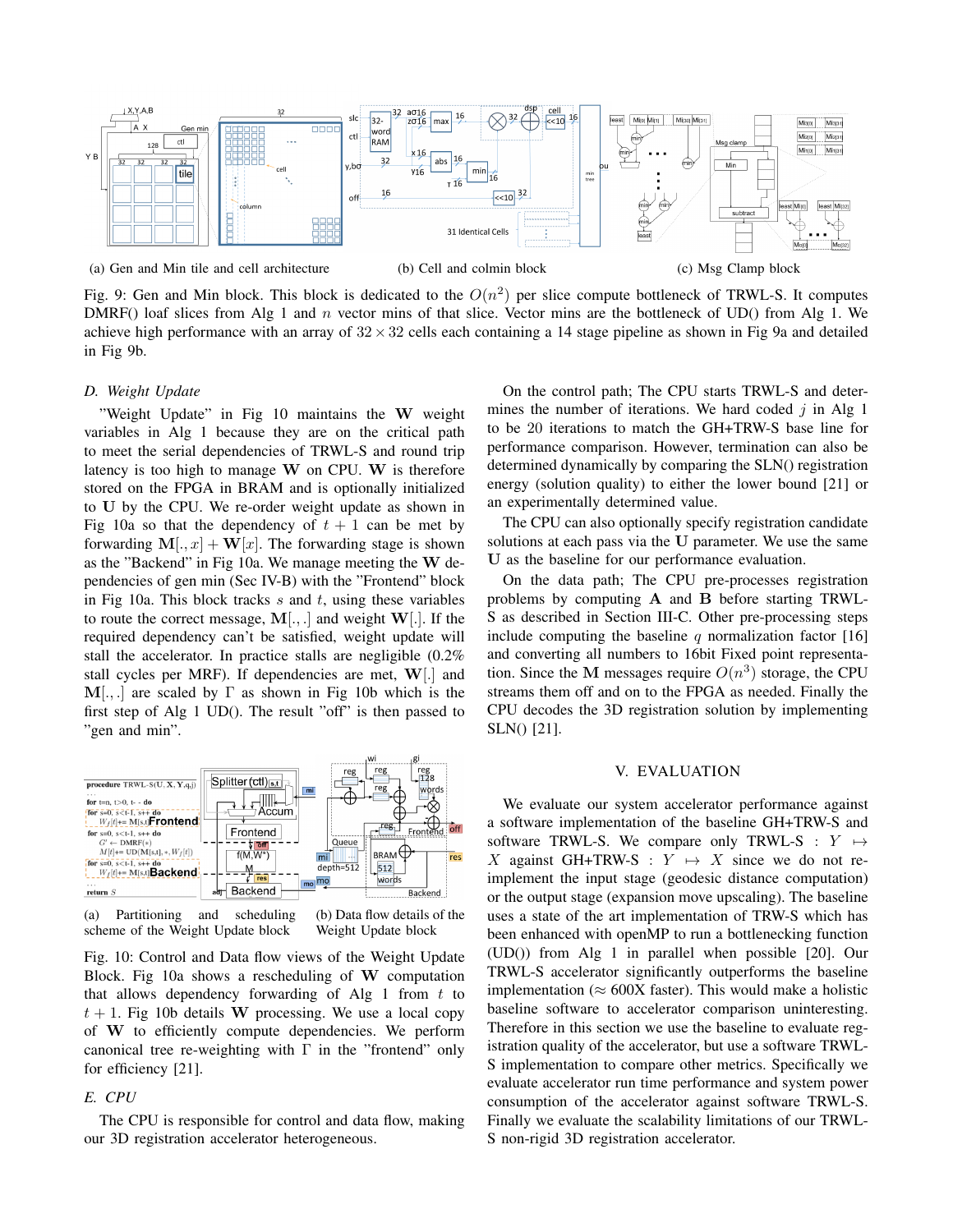(a) Gen and Min tile and cell architecture

(b) Cell and colmin block

(c) Msg Clamp block

Fig. 9: Gen and Min block. This block is dedicated to the $O(n^2)$ per slice compute bottleneck of TRWL-S. It computes DMRF() loaf slices from Alg 1 and $n$ vector mins of that slice. Vector mins are the bottleneck of UD() from Alg 1. We achieve high performance with an array of $32 \times 32$ cells each containing a 14 stage pipeline as shown in Fig 9a and detailed in Fig 9b.

### D. Weight Update

"Weight Update" in Fig 10 maintains the $\mathbf{W}$ weight variables in Alg 1 because they are on the critical path to meet the serial dependencies of TRWL-S and round trip latency is too high to manage $\mathbf{W}$ on CPU. $\mathbf{W}$ is therefore stored on the FPGA in BRAM and is optionally initialized to $\mathbf{U}$ by the CPU. We re-order weight update as shown in Fig 10a so that the dependency of $t+1$ can be met by forwarding $\mathbf{M}[.,x] + \mathbf{W}[x]$. The forwarding stage is shown as the "Backend" in Fig 10a. We manage meeting the $\mathbf{W}$ dependencies of gen min (Sec IV-B) with the "Frontend" block in Fig 10a. This block tracks $s$ and $t$, using these variables to route the correct message, $\mathbf{M}[.,.]$ and weight $\mathbf{W}[.]$. If the required dependency can't be satisfied, weight update will stall the accelerator. In practice stalls are negligible (0.2% stall cycles per MRF). If dependencies are met, $\mathbf{W}[.]$ and $\mathbf{M}[.,.]$ are scaled by $\Gamma$ as shown in Fig 10b which is the first step of Alg 1 UD(). The result "off" is then passed to "gen and min".

(a) Partitioning and scheduling scheme of the Weight Update block

(b) Data flow details of the Weight Update block

Fig. 10: Control and Data flow views of the Weight Update Block. Fig 10a shows a rescheduling of $\mathbf{W}$ computation that allows dependency forwarding of Alg 1 from $t$ to $t+1$. Fig 10b details $\mathbf{W}$ processing. We use a local copy of $\mathbf{W}$ to efficiently compute dependencies. We perform canonical tree re-weighting with $\Gamma$ in the "frontend" only for efficiency [21].

### E. CPU

The CPU is responsible for control and data flow, making our 3D registration accelerator heterogeneous.

On the control path; The CPU starts TRWL-S and determines the number of iterations. We hard coded $j$ in Alg 1 to be 20 iterations to match the GH+TRW-S base line for performance comparison. However, termination can also be determined dynamically by comparing the SLN() registration energy (solution quality) to either the lower bound [21] or an experimentally determined value.

The CPU can also optionally specify registration candidate solutions at each pass via the $\mathbf{U}$ parameter. We use the same $\mathbf{U}$ as the baseline for our performance evaluation.

On the data path; The CPU pre-processes registration problems by computing $\mathbf{A}$ and $\mathbf{B}$ before starting TRWL-S as described in Section III-C. Other pre-processing steps include computing the baseline $q$ normalization factor [16] and converting all numbers to 16bit Fixed point representation. Since the $\mathbf{M}$ messages require $O(n^3)$ storage, the CPU streams them off and on to the FPGA as needed. Finally the CPU decodes the 3D registration solution by implementing SLN() [21].

## V. EVALUATION

We evaluate our system accelerator performance against a software implementation of the baseline GH+TRW-S and software TRWL-S. We compare only TRWL-S : $Y \mapsto X$ against GH+TRW-S : $Y \mapsto X$ since we do not re-implement the input stage (geodesic distance computation) or the output stage (expansion move upscaling). The baseline uses a state of the art implementation of TRW-S which has been enhanced with openMP to run a bottlenecking function (UD()) from Alg 1 in parallel when possible [20]. Our TRWL-S accelerator significantly outperforms the baseline implementation ($\approx$ 600X faster). This would make a holistic baseline software to accelerator comparison uninteresting. Therefore in this section we use the baseline to evaluate registration quality of the accelerator, but use a software TRWL-S implementation to compare other metrics. Specifically we evaluate accelerator run time performance and system power consumption of the accelerator against software TRWL-S. Finally we evaluate the scalability limitations of our TRWL-S non-rigid 3D registration accelerator.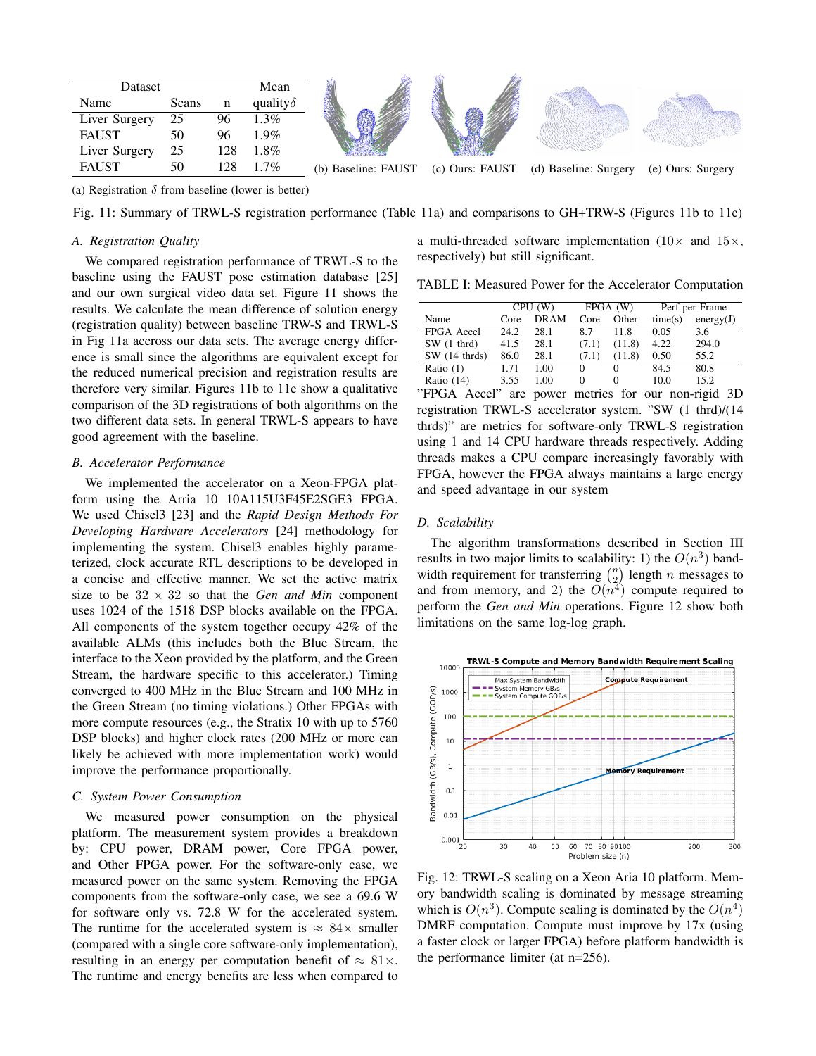| Dataset | | | Mean |
|---|---|---|---|
| Name | Scans | n | quality$\delta$ |
| Liver Surgery | 25 | 96 | 1.3% |
| FAUST | 50 | 96 | 1.9% |
| Liver Surgery | 25 | 128 | 1.8% |
| FAUST | 50 | 128 | 1.7% |

(a) Registration $\delta$ from baseline (lower is better)

(b) Baseline: FAUST (c) Ours: FAUST (d) Baseline: Surgery (e) Ours: Surgery

Fig. 11: Summary of TRWL-S registration performance (Table 11a) and comparisons to GH+TRW-S (Figures 11b to 11e)

### A. Registration Quality

We compared registration performance of TRWL-S to the baseline using the FAUST pose estimation database [25] and our own surgical video data set. Figure 11 shows the results. We calculate the mean difference of solution energy (registration quality) between baseline TRW-S and TRWL-S in Fig 11a accross our data sets. The average energy difference is small since the algorithms are equivalent except for the reduced numerical precision and registration results are therefore very similar. Figures 11b to 11e show a qualitative comparison of the 3D registrations of both algorithms on the two different data sets. In general TRWL-S appears to have good agreement with the baseline.

### B. Accelerator Performance

We implemented the accelerator on a Xeon-FPGA platform using the Arria 10 10A115U3F45E2SGE3 FPGA. We used Chisel3 [23] and the *Rapid Design Methods For Developing Hardware Accelerators* [24] methodology for implementing the system. Chisel3 enables highly parameterized, clock accurate RTL descriptions to be developed in a concise and effective manner. We set the active matrix size to be $32 \times 32$ so that the *Gen and Min* component uses 1024 of the 1518 DSP blocks available on the FPGA. All components of the system together occupy 42% of the available ALMs (this includes both the Blue Stream, the interface to the Xeon provided by the platform, and the Green Stream, the hardware specific to this accelerator.) Timing converged to 400 MHz in the Blue Stream and 100 MHz in the Green Stream (no timing violations.) Other FPGAs with more compute resources (e.g., the Stratix 10 with up to 5760 DSP blocks) and higher clock rates (200 MHz or more can likely be achieved with more implementation work) would improve the performance proportionally.

### C. System Power Consumption

We measured power consumption on the physical platform. The measurement system provides a breakdown by: CPU power, DRAM power, Core FPGA power, and Other FPGA power. For the software-only case, we measured power on the same system. Removing the FPGA components from the software-only case, we see a 69.6 W for software only vs. 72.8 W for the accelerated system. The runtime for the accelerated system is $\approx 84\times$ smaller (compared with a single core software-only implementation), resulting in an energy per computation benefit of $\approx 81\times$. The runtime and energy benefits are less when compared to a multi-threaded software implementation ($10\times$ and $15\times$, respectively) but still significant.

TABLE I: Measured Power for the Accelerator Computation

| | CPU (W) | | FPGA (W) | | Perf per Frame | |
|---|---|---|---|---|---|---|
| Name | Core | DRAM | Core | Other | time(s) | energy(J) |
| FPGA Accel | 24.2 | 28.1 | 8.7 | 11.8 | 0.05 | 3.6 |
| SW (1 thrd) | 41.5 | 28.1 | (7.1) | (11.8) | 4.22 | 294.0 |
| SW (14 thrds) | 86.0 | 28.1 | (7.1) | (11.8) | 0.50 | 55.2 |
| Ratio (1) | 1.71 | 1.00 | 0 | 0 | 84.5 | 80.8 |
| Ratio (14) | 3.55 | 1.00 | 0 | 0 | 10.0 | 15.2 |

"FPGA Accel" are power metrics for our non-rigid 3D registration TRWL-S accelerator system. "SW (1 thrd)/(14 thrds)" are metrics for software-only TRWL-S registration using 1 and 14 CPU hardware threads respectively. Adding threads makes a CPU compare increasingly favorably with FPGA, however the FPGA always maintains a large energy and speed advantage in our system

### D. Scalability

The algorithm transformations described in Section III results in two major limits to scalability: 1) the $O(n^3)$ bandwidth requirement for transferring $\binom{n}{2}$ length $n$ messages to and from memory, and 2) the $O(n^4)$ compute required to perform the *Gen and Min* operations. Figure 12 show both limitations on the same log-log graph.

Fig. 12: TRWL-S scaling on a Xeon Aria 10 platform. Memory bandwidth scaling is dominated by message streaming which is $O(n^3)$. Compute scaling is dominated by the $O(n^4)$ DMRF computation. Compute must improve by 17x (using a faster clock or larger FPGA) before platform bandwidth is the performance limiter (at n=256).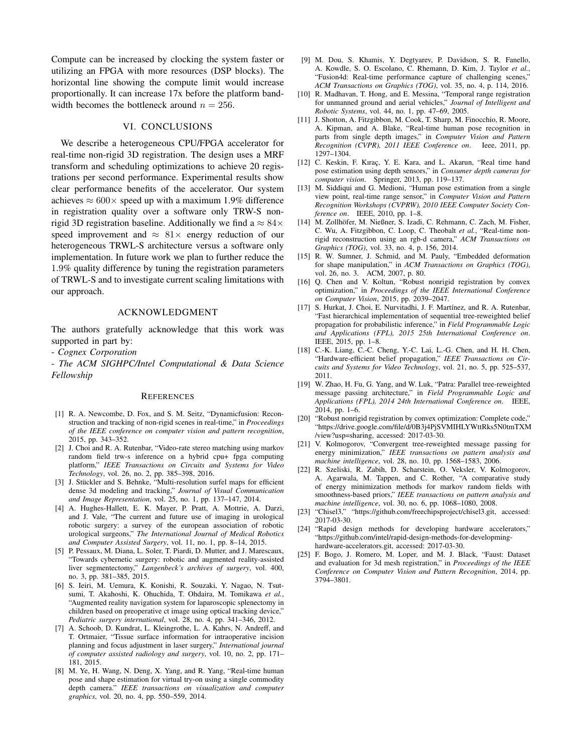Compute can be increased by clocking the system faster or utilizing an FPGA with more resources (DSP blocks). The horizontal line showing the compute limit would increase proportionally. It can increase 17x before the platform bandwidth becomes the bottleneck around $n = 256$.

## VI. Conclusions

We describe a heterogeneous CPU/FPGA accelerator for real-time non-rigid 3D registration. The design uses a MRF transform and scheduling optimizations to achieve 20 registrations per second performance. Experimental results show clear performance benefits of the accelerator. Our system achieves $\approx 600\times$ speed up with a maximum 1.9% difference in registration quality over a software only TRW-S non-rigid 3D registration baseline. Additionally we find a $\approx 84\times$ speed improvement and $\approx 81\times$ energy reduction of our heterogeneous TRWL-S architecture versus a software only implementation. In future work we plan to further reduce the 1.9% quality difference by tuning the registration parameters of TRWL-S and to investigate current scaling limitations with our approach.

## Acknowledgment

The authors gratefully acknowledge that this work was supported in part by:
- *Cognex Corporation*
- *The ACM SIGHPC/Intel Computational & Data Science Fellowship*

## References

[1] R. A. Newcombe, D. Fox, and S. M. Seitz, "Dynamicfusion: Reconstruction and tracking of non-rigid scenes in real-time," in *Proceedings of the IEEE conference on computer vision and pattern recognition*, 2015, pp. 343–352.

[2] J. Choi and R. A. Rutenbar, "Video-rate stereo matching using markov random field trw-s inference on a hybrid cpu+ fpga computing platform," *IEEE Transactions on Circuits and Systems for Video Technology*, vol. 26, no. 2, pp. 385–398, 2016.

[3] J. Stückler and S. Behnke, "Multi-resolution surfel maps for efficient dense 3d modeling and tracking," *Journal of Visual Communication and Image Representation*, vol. 25, no. 1, pp. 137–147, 2014.

[4] A. Hughes-Hallett, E. K. Mayer, P. Pratt, A. Mottrie, A. Darzi, and J. Vale, "The current and future use of imaging in urological robotic surgery: a survey of the european association of robotic urological surgeons," *The International Journal of Medical Robotics and Computer Assisted Surgery*, vol. 11, no. 1, pp. 8–14, 2015.

[5] P. Pessaux, M. Diana, L. Soler, T. Piardi, D. Mutter, and J. Marescaux, "Towards cybernetic surgery: robotic and augmented reality-assisted liver segmentectomy," *Langenbeck's archives of surgery*, vol. 400, no. 3, pp. 381–385, 2015.

[6] S. Ieiri, M. Uemura, K. Konishi, R. Souzaki, Y. Nagao, N. Tsutsumi, T. Akahoshi, K. Ohuchida, T. Ohdaira, M. Tomikawa *et al.*, "Augmented reality navigation system for laparoscopic splenectomy in children based on preoperative ct image using optical tracking device," *Pediatric surgery international*, vol. 28, no. 4, pp. 341–346, 2012.

[7] A. Schoob, D. Kundrat, L. Kleingrothe, L. A. Kahrs, N. Andreff, and T. Ortmaier, "Tissue surface information for intraoperative incision planning and focus adjustment in laser surgery," *International journal of computer assisted radiology and surgery*, vol. 10, no. 2, pp. 171–181, 2015.

[8] M. Ye, H. Wang, N. Deng, X. Yang, and R. Yang, "Real-time human pose and shape estimation for virtual try-on using a single commodity depth camera." *IEEE transactions on visualization and computer graphics*, vol. 20, no. 4, pp. 550–559, 2014.

[9] M. Dou, S. Khamis, Y. Degtyarev, P. Davidson, S. R. Fanello, A. Kowdle, S. O. Escolano, C. Rhemann, D. Kim, J. Taylor *et al.*, "Fusion4d: Real-time performance capture of challenging scenes," *ACM Transactions on Graphics (TOG)*, vol. 35, no. 4, p. 114, 2016.

[10] R. Madhavan, T. Hong, and E. Messina, "Temporal range registration for unmanned ground and aerial vehicles," *Journal of Intelligent and Robotic Systems*, vol. 44, no. 1, pp. 47–69, 2005.

[11] J. Shotton, A. Fitzgibbon, M. Cook, T. Sharp, M. Finocchio, R. Moore, A. Kipman, and A. Blake, "Real-time human pose recognition in parts from single depth images," in *Computer Vision and Pattern Recognition (CVPR), 2011 IEEE Conference on*. Ieee, 2011, pp. 1297–1304.

[12] C. Keskin, F. Kıraç, Y. E. Kara, and L. Akarun, "Real time hand pose estimation using depth sensors," in *Consumer depth cameras for computer vision*. Springer, 2013, pp. 119–137.

[13] M. Siddiqui and G. Medioni, "Human pose estimation from a single view point, real-time range sensor," in *Computer Vision and Pattern Recognition Workshops (CVPRW), 2010 IEEE Computer Society Conference on*. IEEE, 2010, pp. 1–8.

[14] M. Zollhöfer, M. Nießner, S. Izadi, C. Rehmann, C. Zach, M. Fisher, C. Wu, A. Fitzgibbon, C. Loop, C. Theobalt *et al.*, "Real-time non-rigid reconstruction using an rgb-d camera," *ACM Transactions on Graphics (TOG)*, vol. 33, no. 4, p. 156, 2014.

[15] R. W. Sumner, J. Schmid, and M. Pauly, "Embedded deformation for shape manipulation," in *ACM Transactions on Graphics (TOG)*, vol. 26, no. 3. ACM, 2007, p. 80.

[16] Q. Chen and V. Koltun, "Robust nonrigid registration by convex optimization," in *Proceedings of the IEEE International Conference on Computer Vision*, 2015, pp. 2039–2047.

[17] S. Hurkat, J. Choi, E. Nurvitadhi, J. F. Martínez, and R. A. Rutenbar, "Fast hierarchical implementation of sequential tree-reweighted belief propagation for probabilistic inference," in *Field Programmable Logic and Applications (FPL), 2015 25th International Conference on*. IEEE, 2015, pp. 1–8.

[18] C.-K. Liang, C.-C. Cheng, Y.-C. Lai, L.-G. Chen, and H. H. Chen, "Hardware-efficient belief propagation," *IEEE Transactions on Circuits and Systems for Video Technology*, vol. 21, no. 5, pp. 525–537, 2011.

[19] W. Zhao, H. Fu, G. Yang, and W. Luk, "Patra: Parallel tree-reweighted message passing architecture," in *Field Programmable Logic and Applications (FPL), 2014 24th International Conference on*. IEEE, 2014, pp. 1–6.

[20] "Robust nonrigid registration by convex optimization: Complete code," "https://drive.google.com/file/d/0B3j4PjSVMIHLYWttRks5N0tmTXM/view?usp=sharing, accessed: 2017-03-30.

[21] V. Kolmogorov, "Convergent tree-reweighted message passing for energy minimization," *IEEE transactions on pattern analysis and machine intelligence*, vol. 28, no. 10, pp. 1568–1583, 2006.

[22] R. Szeliski, R. Zabih, D. Scharstein, O. Veksler, V. Kolmogorov, A. Agarwala, M. Tappen, and C. Rother, "A comparative study of energy minimization methods for markov random fields with smoothness-based priors," *IEEE transactions on pattern analysis and machine intelligence*, vol. 30, no. 6, pp. 1068–1080, 2008.

[23] "Chisel3," "https://github.com/freechipsproject/chisel3.git, accessed: 2017-03-30.

[24] "Rapid design methods for developing hardware accelerators," "https://github.com/intel/rapid-design-methods-for-developing-hardware-accelerators.git, accessed: 2017-03-30.

[25] F. Bogo, J. Romero, M. Loper, and M. J. Black, "Faust: Dataset and evaluation for 3d mesh registration," in *Proceedings of the IEEE Conference on Computer Vision and Pattern Recognition*, 2014, pp. 3794–3801.